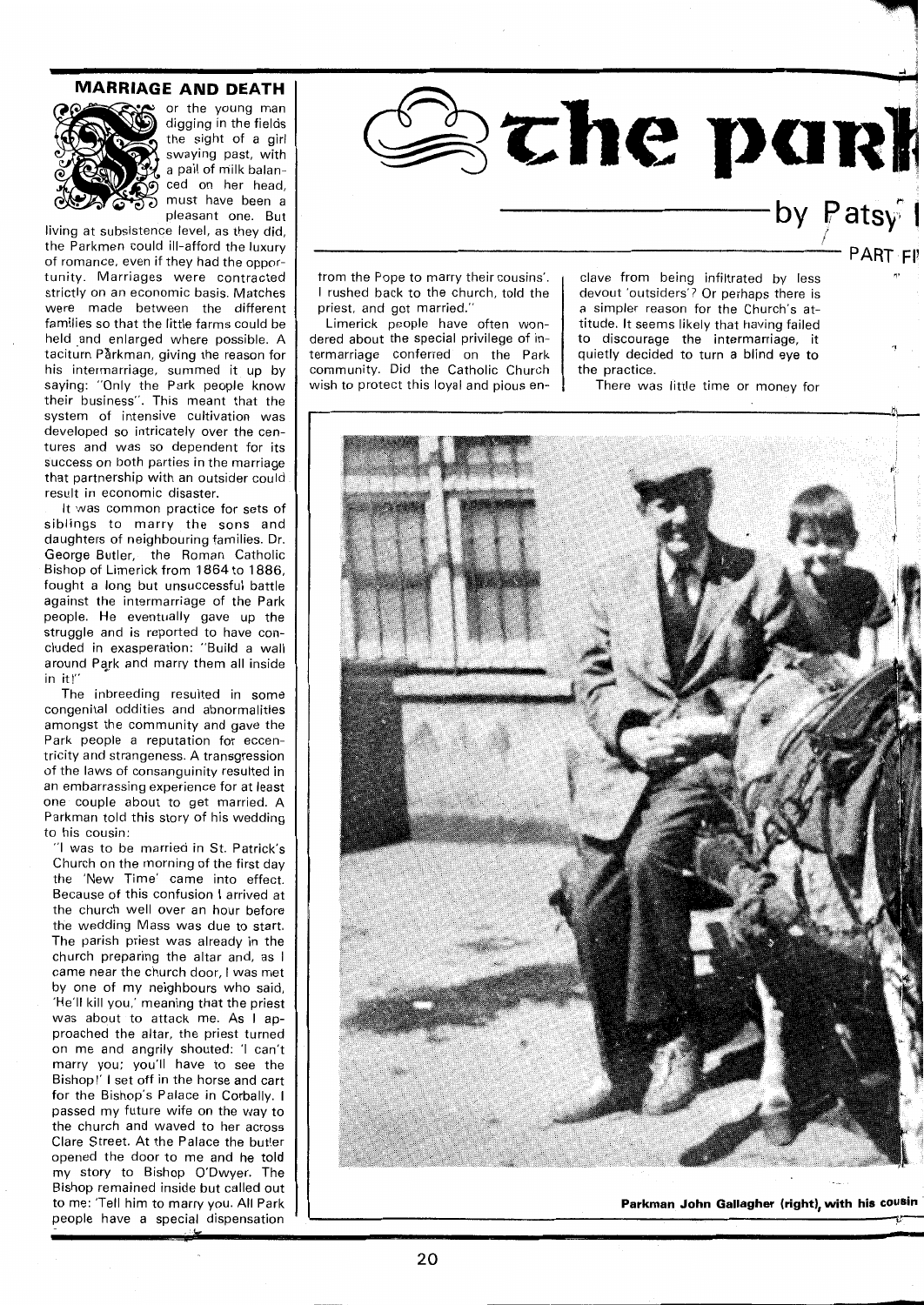# the park

by Patsy

PART FI

## MARRIAGE AND DEATH

For the young man digging in the fields the sight of a girl swaying past, with a pail of milk balanced on her head, must have been a pleasant one. But living at subsistence level, as they did, the Parkmen could ill-afford the luxury of romance, even if they had the opportunity. Marriages were contracted strictly on an economic basis. Matches were made between the different families so that the little farms could be held and enlarged where possible. A taciturn Parkman, giving the reason for his intermarriage, summed it up by saying: "Only the Park people know their business". This meant that the system of intensive cultivation was developed so intricately over the centures and was so dependent for its success on both parties in the marriage that partnership with an outsider could result in economic disaster.

It was common practice for sets of siblings to marry the sons and daughters of neighbouring families. Dr. George Butler, the Roman Catholic Bishop of Limerick from 1864 to 1886, fought a long but unsuccessful battle against the intermarriage of the Park people. He eventually gave up the struggle and is reported to have concluded in exasperation: "Build a wall around Park and marry them all inside in it!"

The inbreeding resulted in some congenital oddities and abnormalities amongst the community and gave the Park people a reputation for eccentricity and strangeness. A transgression of the laws of consanguinity resulted in an embarrassing experience for at least one couple about to get married. A Parkman told this story of his wedding to his cousin:

"I was to be married in St. Patrick's Church on the morning of the first day the 'New Time' came into effect. Because of this confusion I arrived at the church well over an hour before the wedding Mass was due to start. The parish priest was already in the church preparing the altar and, as I came near the church door, I was met by one of my neighbours who said, 'He'll kill you,' meaning that the priest was about to attack me. As I approached the altar, the priest turned on me and angrily shouted: 'I can't marry you; you'll have to see the Bishop!' I set off in the horse and cart for the Bishop's Palace in Corbally. I passed my future wife on the way to the church and waved to her across Clare Street. At the Palace the butler opened the door to me and he told my story to Bishop O'Dwyer. The Bishop remained inside but called out to me: 'Tell him to marry you. All Park people have a special dispensation from the Pope to marry their cousins'. I rushed back to the church, told the priest, and got married."

Limerick people have often wondered about the special privilege of intermarriage conferred on the Park community. Did the Catholic Church wish to protect this loyal and pious enclave from being infiltrated by less devout 'outsiders'? Or perhaps there is a simpler reason for the Church's attitude. It seems likely that having failed to discourage the intermarriage, it quietly decided to turn a blind eye to the practice.

There was little time or money for

Parkman John Gallagher (right), with his cousin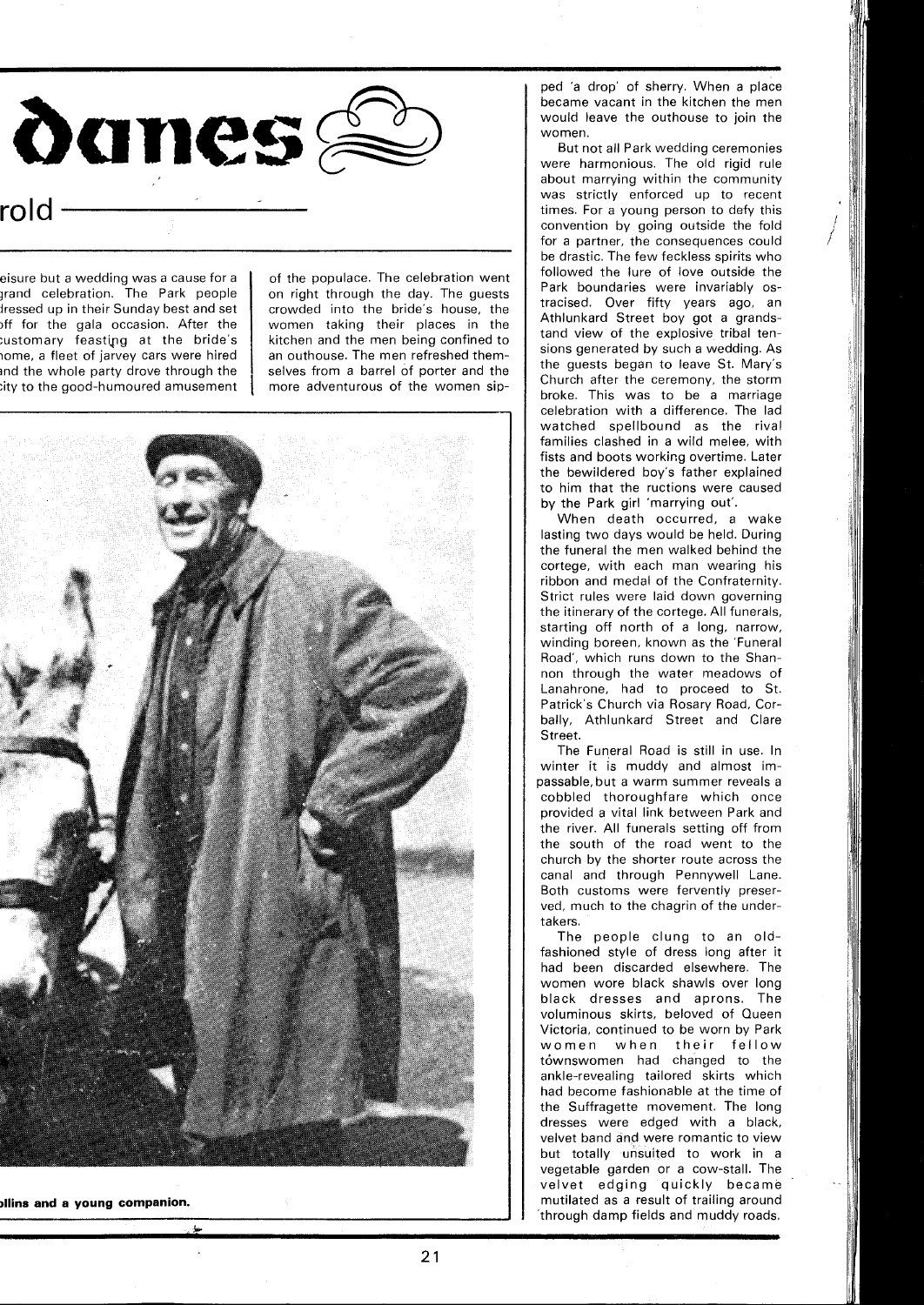# danes

rold

eisure but a wedding was a cause for a grand celebration. The Park people dressed up in their Sunday best and set off for the gala occasion. After the customary feasting at the bride's home, a fleet of jarvey cars were hired and the whole party drove through the city to the good-humoured amusement of the populace. The celebration went on right through the day. The guests crowded into the bride's house, the women taking their places in the kitchen and the men being confined to an outhouse. The men refreshed themselves from a barrel of porter and the more adventurous of the women sipped 'a drop' of sherry. When a place became vacant in the kitchen the men would leave the outhouse to join the women.

ollins and a young companion.

But not all Park wedding ceremonies were harmonious. The old rigid rule about marrying within the community was strictly enforced up to recent times. For a young person to defy this convention by going outside the fold for a partner, the consequences could be drastic. The few feckless spirits who followed the lure of love outside the Park boundaries were invariably ostracised. Over fifty years ago, an Athlunkard Street boy got a grandstand view of the explosive tribal tensions generated by such a wedding. As the guests began to leave St. Mary's Church after the ceremony, the storm broke. This was to be a marriage celebration with a difference. The lad watched spellbound as the rival families clashed in a wild melee, with fists and boots working overtime. Later the bewildered boy's father explained to him that the ructions were caused by the Park girl 'marrying out'.

When death occurred, a wake lasting two days would be held. During the funeral the men walked behind the cortege, with each man wearing his ribbon and medal of the Confraternity. Strict rules were laid down governing the itinerary of the cortege. All funerals, starting off north of a long, narrow, winding boreen, known as the 'Funeral Road', which runs down to the Shannon through the water meadows of Lanahrone, had to proceed to St. Patrick's Church via Rosary Road, Corbally, Athlunkard Street and Clare Street.

The Funeral Road is still in use. In winter it is muddy and almost impassable, but a warm summer reveals a cobbled thoroughfare which once provided a vital link between Park and the river. All funerals setting off from the south of the road went to the church by the shorter route across the canal and through Pennywell Lane. Both customs were fervently preserved, much to the chagrin of the undertakers.

The people clung to an old-fashioned style of dress long after it had been discarded elsewhere. The women wore black shawls over long black dresses and aprons. The voluminous skirts, beloved of Queen Victoria, continued to be worn by Park women when their fellow townswomen had changed to the ankle-revealing tailored skirts which had become fashionable at the time of the Suffragette movement. The long dresses were edged with a black, velvet band and were romantic to view but totally unsuited to work in a vegetable garden or a cow-stall. The velvet edging quickly became mutilated as a result of trailing around through damp fields and muddy roads.